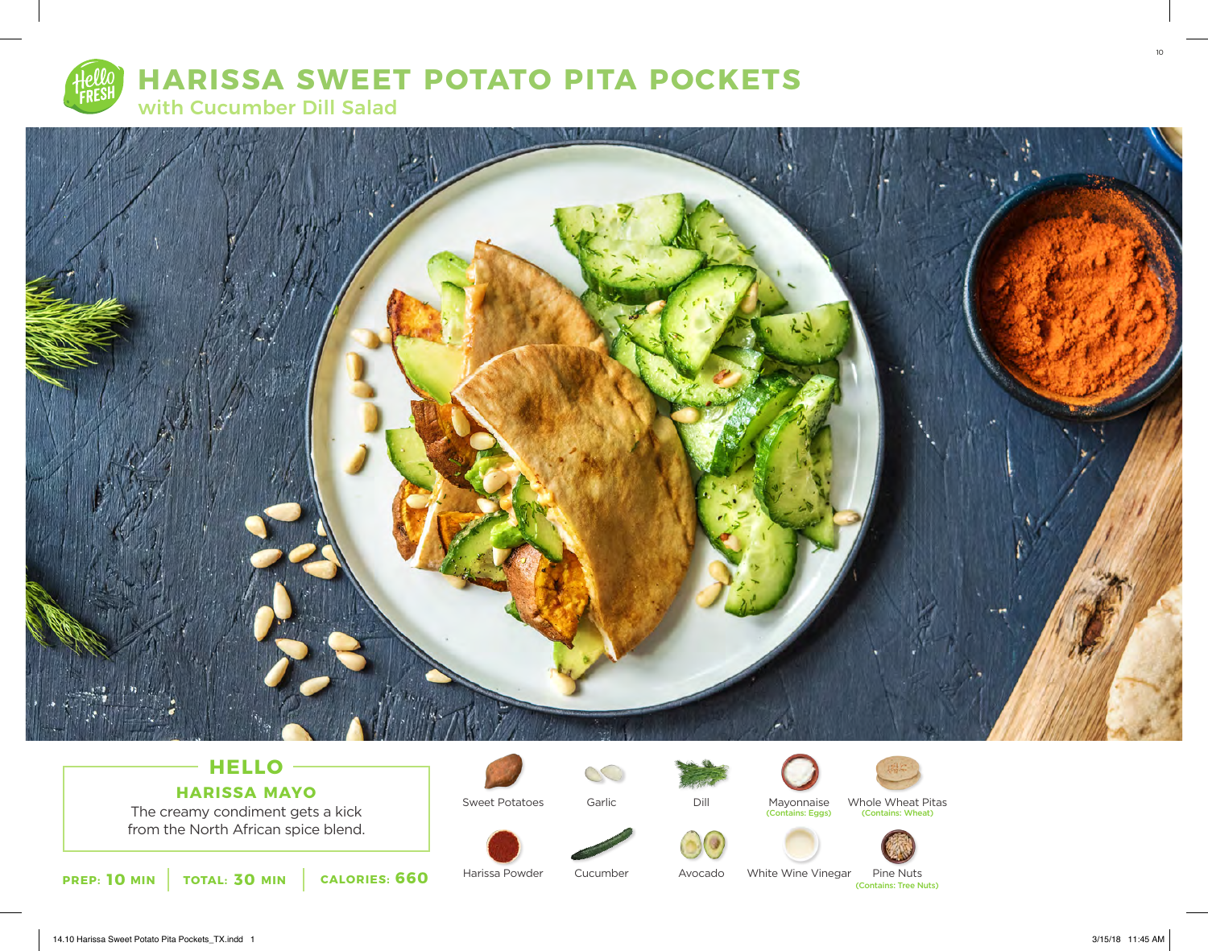# HARISSA SWEET POTATO PITA POCKETS

## with Cucumber Dill Salad

## HELLO

### HARISSA MAYO

The creamy condiment gets a kick from the North African spice blend.

**PREP: 10 MIN** | **TOTAL: 30 MIN** | **CALORIES: 660**

- Sweet Potatoes
- Garlic
- Dill
- Mayonnaise (Contains: Eggs)
- Whole Wheat Pitas (Contains: Wheat)
- Harissa Powder
- Cucumber
- Avocado
- White Wine Vinegar
- Pine Nuts (Contains: Tree Nuts)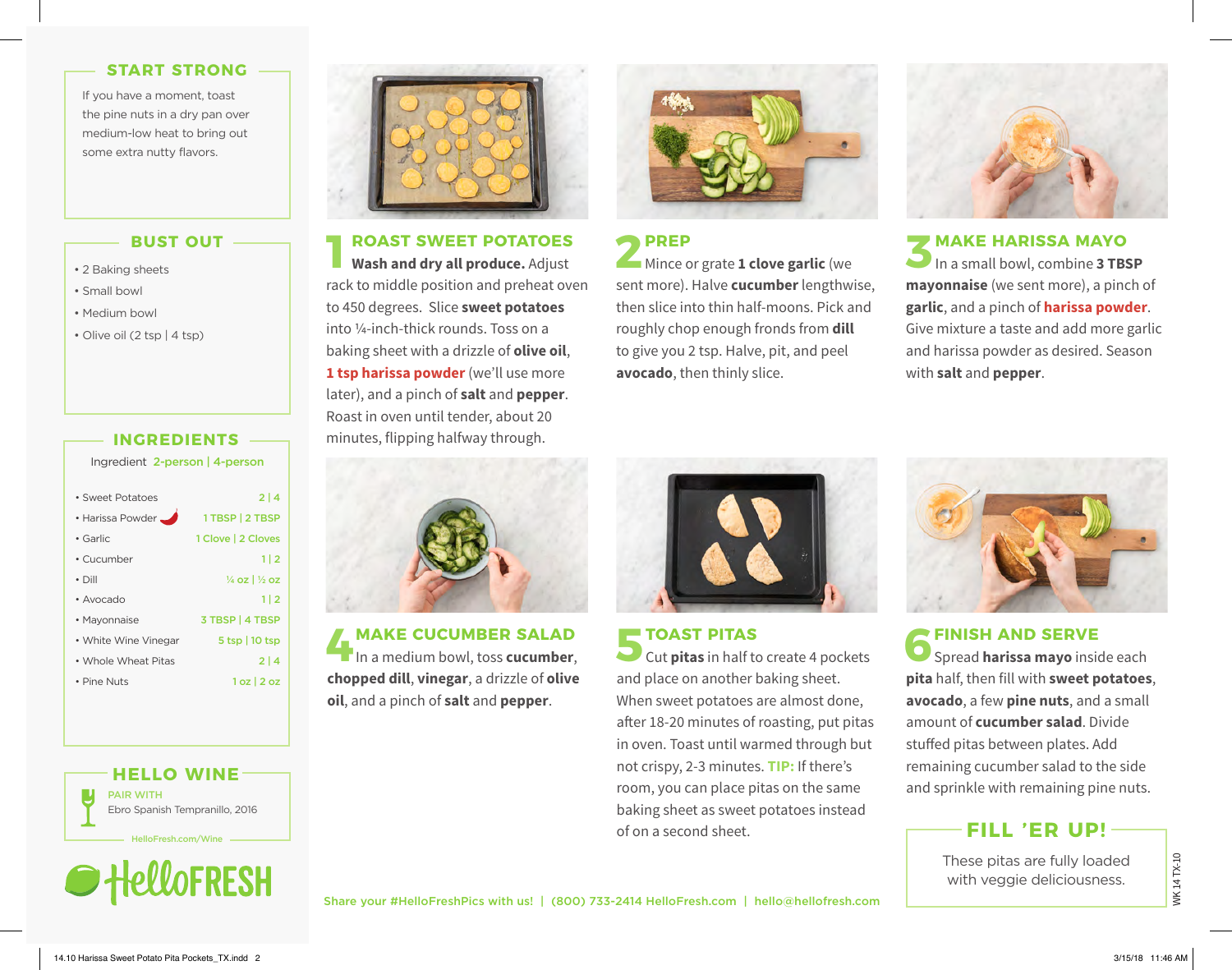## START STRONG

If you have a moment, toast the pine nuts in a dry pan over medium-low heat to bring out some extra nutty flavors.

## BUST OUT

- 2 Baking sheets
- Small bowl
- Medium bowl
- Olive oil (2 tsp | 4 tsp)

## INGREDIENTS

| Ingredient | 2-person \| 4-person |
|---|---|
| Sweet Potatoes | 2 \| 4 |
| Harissa Powder | 1 TBSP \| 2 TBSP |
| Garlic | 1 Clove \| 2 Cloves |
| Cucumber | 1 \| 2 |
| Dill | ¼ oz \| ½ oz |
| Avocado | 1 \| 2 |
| Mayonnaise | 3 TBSP \| 4 TBSP |
| White Wine Vinegar | 5 tsp \| 10 tsp |
| Whole Wheat Pitas | 2 \| 4 |
| Pine Nuts | 1 oz \| 2 oz |

## HELLO WINE

PAIR WITH
Ebro Spanish Tempranillo, 2016

HelloFresh.com/Wine

## 1 ROAST SWEET POTATOES

**Wash and dry all produce.** Adjust rack to middle position and preheat oven to 450 degrees. Slice **sweet potatoes** into ¼-inch-thick rounds. Toss on a baking sheet with a drizzle of **olive oil**, **1 tsp harissa powder** (we'll use more later), and a pinch of **salt** and **pepper**. Roast in oven until tender, about 20 minutes, flipping halfway through.

## 2 PREP

Mince or grate **1 clove garlic** (we sent more). Halve **cucumber** lengthwise, then slice into thin half-moons. Pick and roughly chop enough fronds from **dill** to give you 2 tsp. Halve, pit, and peel **avocado**, then thinly slice.

## 3 MAKE HARISSA MAYO

In a small bowl, combine **3 TBSP mayonnaise** (we sent more), a pinch of **garlic**, and a pinch of **harissa powder**. Give mixture a taste and add more garlic and harissa powder as desired. Season with **salt** and **pepper**.

## 4 MAKE CUCUMBER SALAD

In a medium bowl, toss **cucumber**, **chopped dill**, **vinegar**, a drizzle of **olive oil**, and a pinch of **salt** and **pepper**.

## 5 TOAST PITAS

Cut **pitas** in half to create 4 pockets and place on another baking sheet. When sweet potatoes are almost done, after 18-20 minutes of roasting, put pitas in oven. Toast until warmed through but not crispy, 2-3 minutes. **TIP:** If there's room, you can place pitas on the same baking sheet as sweet potatoes instead of on a second sheet.

## 6 FINISH AND SERVE

Spread **harissa mayo** inside each **pita** half, then fill with **sweet potatoes**, **avocado**, a few **pine nuts**, and a small amount of **cucumber salad**. Divide stuffed pitas between plates. Add remaining cucumber salad to the side and sprinkle with remaining pine nuts.

## FILL 'ER UP!

These pitas are fully loaded with veggie deliciousness.

Share your #HelloFreshPics with us! | (800) 733-2414 HelloFresh.com | hello@hellofresh.com

WK 14 TX-10